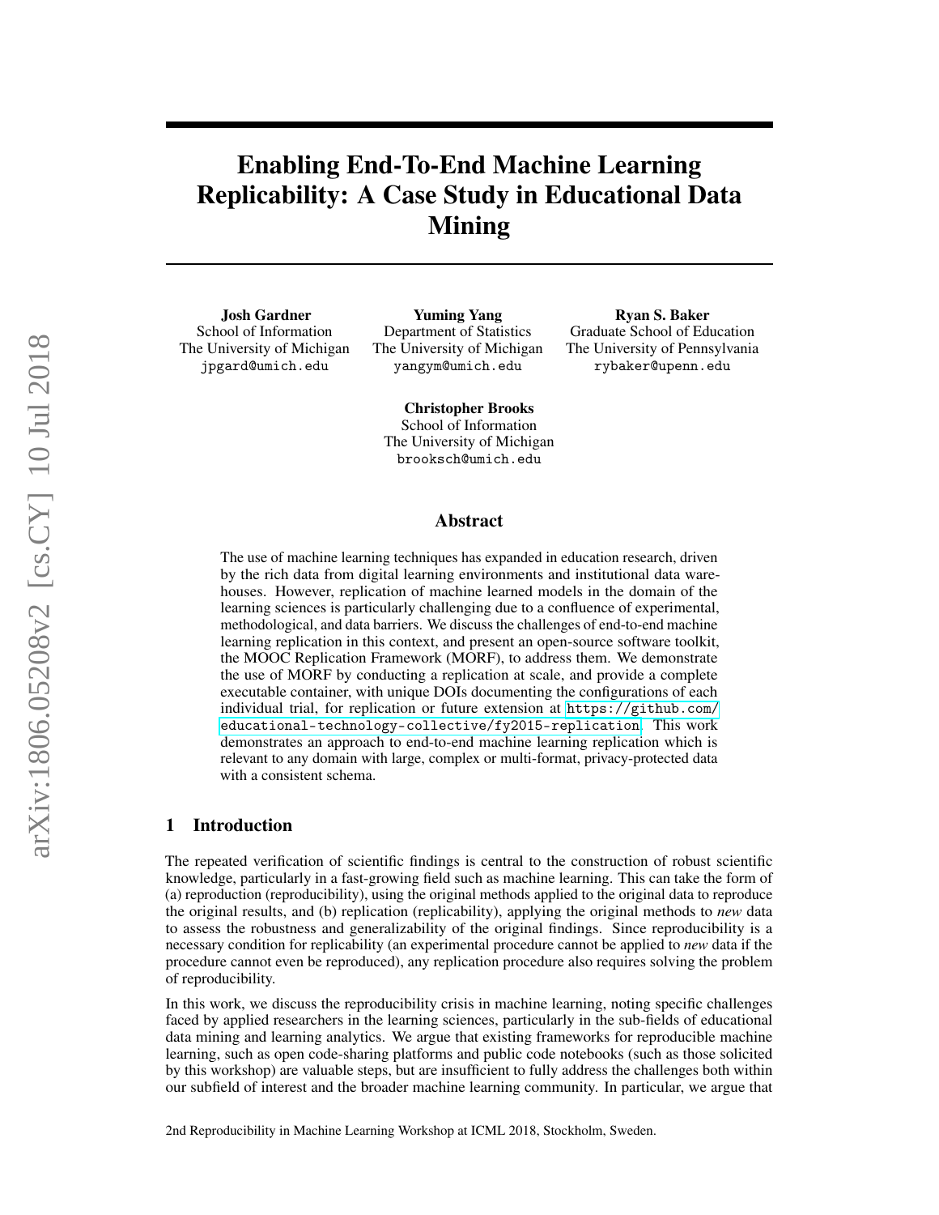# Enabling End-To-End Machine Learning Replicability: A Case Study in Educational Data Mining

**Josh Gardner**
School of Information
The University of Michigan
jpgard@umich.edu

**Yuming Yang**
Department of Statistics
The University of Michigan
yangym@umich.edu

**Ryan S. Baker**
Graduate School of Education
The University of Pennsylvania
rybaker@upenn.edu

**Christopher Brooks**
School of Information
The University of Michigan
brooksch@umich.edu

## Abstract

The use of machine learning techniques has expanded in education research, driven by the rich data from digital learning environments and institutional data warehouses. However, replication of machine learned models in the domain of the learning sciences is particularly challenging due to a confluence of experimental, methodological, and data barriers. We discuss the challenges of end-to-end machine learning replication in this context, and present an open-source software toolkit, the MOOC Replication Framework (MORF), to address them. We demonstrate the use of MORF by conducting a replication at scale, and provide a complete executable container, with unique DOIs documenting the configurations of each individual trial, for replication or future extension at https://github.com/educational-technology-collective/fy2015-replication. This work demonstrates an approach to end-to-end machine learning replication which is relevant to any domain with large, complex or multi-format, privacy-protected data with a consistent schema.

## 1 Introduction

The repeated verification of scientific findings is central to the construction of robust scientific knowledge, particularly in a fast-growing field such as machine learning. This can take the form of (a) reproduction (reproducibility), using the original methods applied to the original data to reproduce the original results, and (b) replication (replicability), applying the original methods to *new* data to assess the robustness and generalizability of the original findings. Since reproducibility is a necessary condition for replicability (an experimental procedure cannot be applied to *new* data if the procedure cannot even be reproduced), any replication procedure also requires solving the problem of reproducibility.

In this work, we discuss the reproducibility crisis in machine learning, noting specific challenges faced by applied researchers in the learning sciences, particularly in the sub-fields of educational data mining and learning analytics. We argue that existing frameworks for reproducible machine learning, such as open code-sharing platforms and public code notebooks (such as those solicited by this workshop) are valuable steps, but are insufficient to fully address the challenges both within our subfield of interest and the broader machine learning community. In particular, we argue that

2nd Reproducibility in Machine Learning Workshop at ICML 2018, Stockholm, Sweden.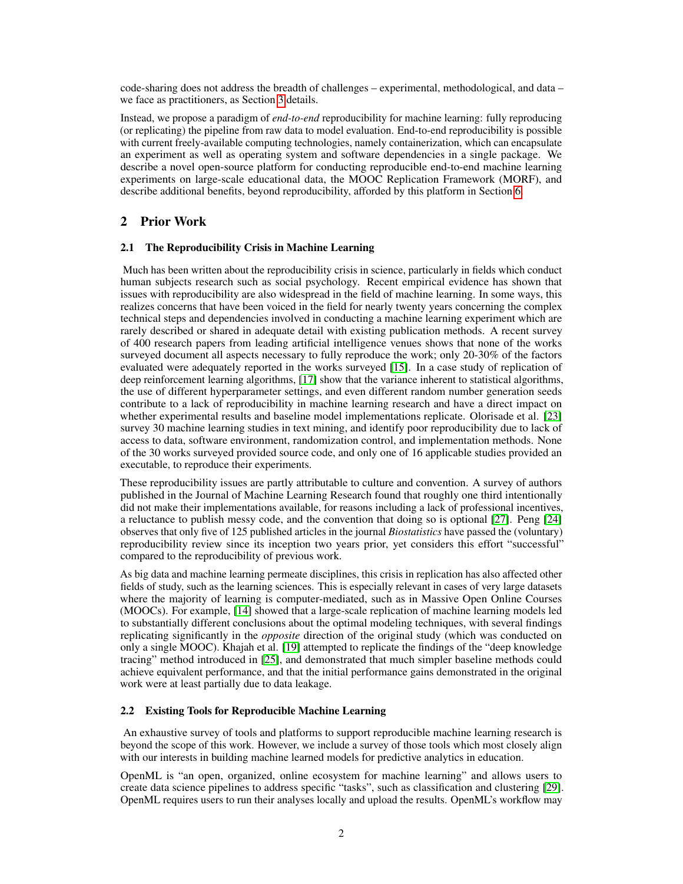code-sharing does not address the breadth of challenges – experimental, methodological, and data – we face as practitioners, as Section 3 details.

Instead, we propose a paradigm of *end-to-end* reproducibility for machine learning: fully reproducing (or replicating) the pipeline from raw data to model evaluation. End-to-end reproducibility is possible with current freely-available computing technologies, namely containerization, which can encapsulate an experiment as well as operating system and software dependencies in a single package. We describe a novel open-source platform for conducting reproducible end-to-end machine learning experiments on large-scale educational data, the MOOC Replication Framework (MORF), and describe additional benefits, beyond reproducibility, afforded by this platform in Section 6.

## 2 Prior Work

### 2.1 The Reproducibility Crisis in Machine Learning

Much has been written about the reproducibility crisis in science, particularly in fields which conduct human subjects research such as social psychology. Recent empirical evidence has shown that issues with reproducibility are also widespread in the field of machine learning. In some ways, this realizes concerns that have been voiced in the field for nearly twenty years concerning the complex technical steps and dependencies involved in conducting a machine learning experiment which are rarely described or shared in adequate detail with existing publication methods. A recent survey of 400 research papers from leading artificial intelligence venues shows that none of the works surveyed document all aspects necessary to fully reproduce the work; only 20-30% of the factors evaluated were adequately reported in the works surveyed [15]. In a case study of replication of deep reinforcement learning algorithms, [17] show that the variance inherent to statistical algorithms, the use of different hyperparameter settings, and even different random number generation seeds contribute to a lack of reproducibility in machine learning research and have a direct impact on whether experimental results and baseline model implementations replicate. Olorisade et al. [23] survey 30 machine learning studies in text mining, and identify poor reproducibility due to lack of access to data, software environment, randomization control, and implementation methods. None of the 30 works surveyed provided source code, and only one of 16 applicable studies provided an executable, to reproduce their experiments.

These reproducibility issues are partly attributable to culture and convention. A survey of authors published in the Journal of Machine Learning Research found that roughly one third intentionally did not make their implementations available, for reasons including a lack of professional incentives, a reluctance to publish messy code, and the convention that doing so is optional [27]. Peng [24] observes that only five of 125 published articles in the journal *Biostatistics* have passed the (voluntary) reproducibility review since its inception two years prior, yet considers this effort "successful" compared to the reproducibility of previous work.

As big data and machine learning permeate disciplines, this crisis in replication has also affected other fields of study, such as the learning sciences. This is especially relevant in cases of very large datasets where the majority of learning is computer-mediated, such as in Massive Open Online Courses (MOOCs). For example, [14] showed that a large-scale replication of machine learning models led to substantially different conclusions about the optimal modeling techniques, with several findings replicating significantly in the *opposite* direction of the original study (which was conducted on only a single MOOC). Khajah et al. [19] attempted to replicate the findings of the "deep knowledge tracing" method introduced in [25], and demonstrated that much simpler baseline methods could achieve equivalent performance, and that the initial performance gains demonstrated in the original work were at least partially due to data leakage.

### 2.2 Existing Tools for Reproducible Machine Learning

An exhaustive survey of tools and platforms to support reproducible machine learning research is beyond the scope of this work. However, we include a survey of those tools which most closely align with our interests in building machine learned models for predictive analytics in education.

OpenML is "an open, organized, online ecosystem for machine learning" and allows users to create data science pipelines to address specific "tasks", such as classification and clustering [29]. OpenML requires users to run their analyses locally and upload the results. OpenML's workflow may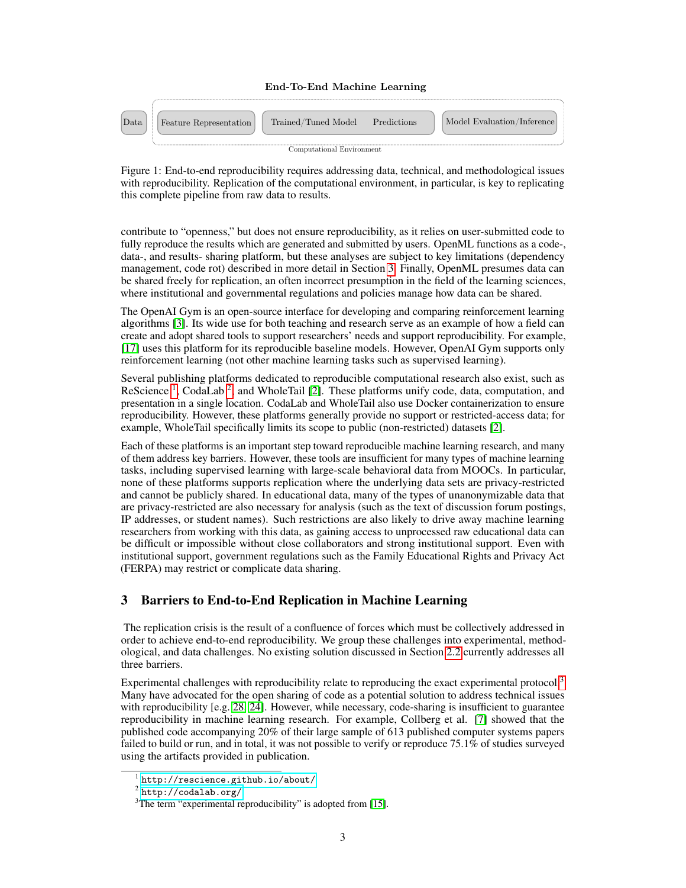**End-To-End Machine Learning**

Data | Feature Representation | Trained/Tuned Model | Predictions | Model Evaluation/Inference

Computational Environment

Figure 1: End-to-end reproducibility requires addressing data, technical, and methodological issues with reproducibility. Replication of the computational environment, in particular, is key to replicating this complete pipeline from raw data to results.

contribute to "openness," but does not ensure reproducibility, as it relies on user-submitted code to fully reproduce the results which are generated and submitted by users. OpenML functions as a code-, data-, and results- sharing platform, but these analyses are subject to key limitations (dependency management, code rot) described in more detail in Section 3. Finally, OpenML presumes data can be shared freely for replication, an often incorrect presumption in the field of the learning sciences, where institutional and governmental regulations and policies manage how data can be shared.

The OpenAI Gym is an open-source interface for developing and comparing reinforcement learning algorithms [3]. Its wide use for both teaching and research serve as an example of how a field can create and adopt shared tools to support researchers' needs and support reproducibility. For example, [17] uses this platform for its reproducible baseline models. However, OpenAI Gym supports only reinforcement learning (not other machine learning tasks such as supervised learning).

Several publishing platforms dedicated to reproducible computational research also exist, such as ReScience [1], CodaLab [2], and WholeTail [2]. These platforms unify code, data, computation, and presentation in a single location. CodaLab and WholeTail also use Docker containerization to ensure reproducibility. However, these platforms generally provide no support or restricted-access data; for example, WholeTail specifically limits its scope to public (non-restricted) datasets [2].

Each of these platforms is an important step toward reproducible machine learning research, and many of them address key barriers. However, these tools are insufficient for many types of machine learning tasks, including supervised learning with large-scale behavioral data from MOOCs. In particular, none of these platforms supports replication where the underlying data sets are privacy-restricted and cannot be publicly shared. In educational data, many of the types of unanonymizable data that are privacy-restricted are also necessary for analysis (such as the text of discussion forum postings, IP addresses, or student names). Such restrictions are also likely to drive away machine learning researchers from working with this data, as gaining access to unprocessed raw educational data can be difficult or impossible without close collaborators and strong institutional support. Even with institutional support, government regulations such as the Family Educational Rights and Privacy Act (FERPA) may restrict or complicate data sharing.

## 3 Barriers to End-to-End Replication in Machine Learning

The replication crisis is the result of a confluence of forces which must be collectively addressed in order to achieve end-to-end reproducibility. We group these challenges into experimental, methodological, and data challenges. No existing solution discussed in Section 2.2 currently addresses all three barriers.

Experimental challenges with reproducibility relate to reproducing the exact experimental protocol [3]. Many have advocated for the open sharing of code as a potential solution to address technical issues with reproducibility [e.g. 28, 24]. However, while necessary, code-sharing is insufficient to guarantee reproducibility in machine learning research. For example, Collberg et al. [7] showed that the published code accompanying 20% of their large sample of 613 published computer systems papers failed to build or run, and in total, it was not possible to verify or reproduce 75.1% of studies surveyed using the artifacts provided in publication.

[1] http://rescience.github.io/about/

[2] http://codalab.org/

[3] The term "experimental reproducibility" is adopted from [15].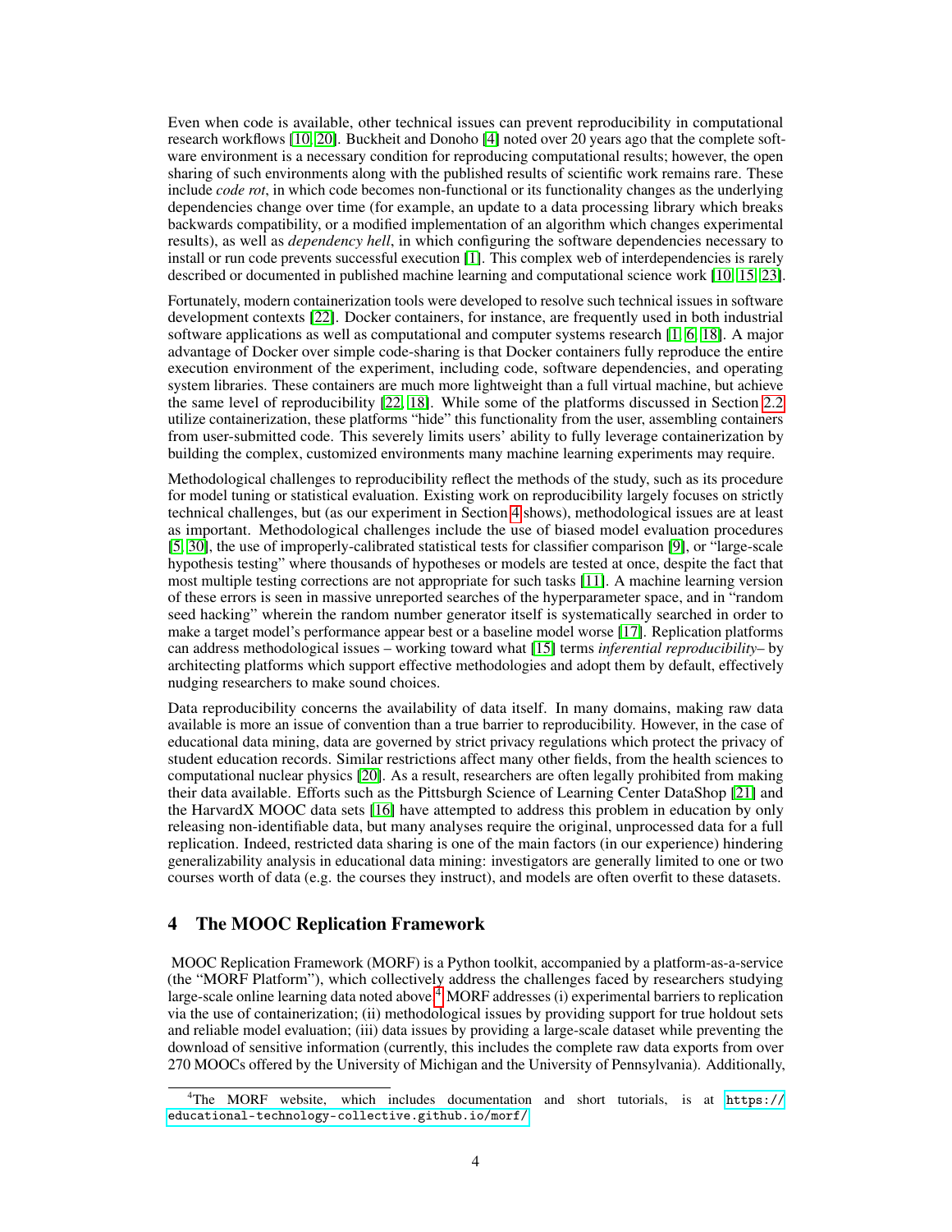Even when code is available, other technical issues can prevent reproducibility in computational research workflows [10, 20]. Buckheit and Donoho [4] noted over 20 years ago that the complete software environment is a necessary condition for reproducing computational results; however, the open sharing of such environments along with the published results of scientific work remains rare. These include *code rot*, in which code becomes non-functional or its functionality changes as the underlying dependencies change over time (for example, an update to a data processing library which breaks backwards compatibility, or a modified implementation of an algorithm which changes experimental results), as well as *dependency hell*, in which configuring the software dependencies necessary to install or run code prevents successful execution [1]. This complex web of interdependencies is rarely described or documented in published machine learning and computational science work [10, 15, 23].

Fortunately, modern containerization tools were developed to resolve such technical issues in software development contexts [22]. Docker containers, for instance, are frequently used in both industrial software applications as well as computational and computer systems research [1, 6, 18]. A major advantage of Docker over simple code-sharing is that Docker containers fully reproduce the entire execution environment of the experiment, including code, software dependencies, and operating system libraries. These containers are much more lightweight than a full virtual machine, but achieve the same level of reproducibility [22, 18]. While some of the platforms discussed in Section 2.2 utilize containerization, these platforms "hide" this functionality from the user, assembling containers from user-submitted code. This severely limits users' ability to fully leverage containerization by building the complex, customized environments many machine learning experiments may require.

Methodological challenges to reproducibility reflect the methods of the study, such as its procedure for model tuning or statistical evaluation. Existing work on reproducibility largely focuses on strictly technical challenges, but (as our experiment in Section 4 shows), methodological issues are at least as important. Methodological challenges include the use of biased model evaluation procedures [5, 30], the use of improperly-calibrated statistical tests for classifier comparison [9], or "large-scale hypothesis testing" where thousands of hypotheses or models are tested at once, despite the fact that most multiple testing corrections are not appropriate for such tasks [11]. A machine learning version of these errors is seen in massive unreported searches of the hyperparameter space, and in "random seed hacking" wherein the random number generator itself is systematically searched in order to make a target model's performance appear best or a baseline model worse [17]. Replication platforms can address methodological issues – working toward what [15] terms *inferential reproducibility*– by architecting platforms which support effective methodologies and adopt them by default, effectively nudging researchers to make sound choices.

Data reproducibility concerns the availability of data itself. In many domains, making raw data available is more an issue of convention than a true barrier to reproducibility. However, in the case of educational data mining, data are governed by strict privacy regulations which protect the privacy of student education records. Similar restrictions affect many other fields, from the health sciences to computational nuclear physics [20]. As a result, researchers are often legally prohibited from making their data available. Efforts such as the Pittsburgh Science of Learning Center DataShop [21] and the HarvardX MOOC data sets [16] have attempted to address this problem in education by only releasing non-identifiable data, but many analyses require the original, unprocessed data for a full replication. Indeed, restricted data sharing is one of the main factors (in our experience) hindering generalizability analysis in educational data mining: investigators are generally limited to one or two courses worth of data (e.g. the courses they instruct), and models are often overfit to these datasets.

## 4 The MOOC Replication Framework

MOOC Replication Framework (MORF) is a Python toolkit, accompanied by a platform-as-a-service (the "MORF Platform"), which collectively address the challenges faced by researchers studying large-scale online learning data noted above.[4] MORF addresses (i) experimental barriers to replication via the use of containerization; (ii) methodological issues by providing support for true holdout sets and reliable model evaluation; (iii) data issues by providing a large-scale dataset while preventing the download of sensitive information (currently, this includes the complete raw data exports from over 270 MOOCs offered by the University of Michigan and the University of Pennsylvania). Additionally,

[4] The MORF website, which includes documentation and short tutorials, is at https://educational-technology-collective.github.io/morf/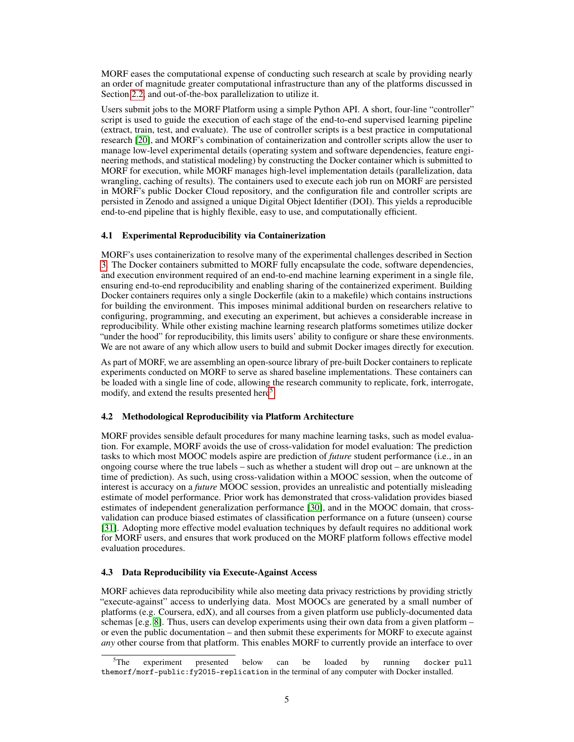MORF eases the computational expense of conducting such research at scale by providing nearly an order of magnitude greater computational infrastructure than any of the platforms discussed in Section 2.2, and out-of-the-box parallelization to utilize it.

Users submit jobs to the MORF Platform using a simple Python API. A short, four-line "controller" script is used to guide the execution of each stage of the end-to-end supervised learning pipeline (extract, train, test, and evaluate). The use of controller scripts is a best practice in computational research [20], and MORF's combination of containerization and controller scripts allow the user to manage low-level experimental details (operating system and software dependencies, feature engineering methods, and statistical modeling) by constructing the Docker container which is submitted to MORF for execution, while MORF manages high-level implementation details (parallelization, data wrangling, caching of results). The containers used to execute each job run on MORF are persisted in MORF's public Docker Cloud repository, and the configuration file and controller scripts are persisted in Zenodo and assigned a unique Digital Object Identifier (DOI). This yields a reproducible end-to-end pipeline that is highly flexible, easy to use, and computationally efficient.

### 4.1 Experimental Reproducibility via Containerization

MORF's uses containerization to resolve many of the experimental challenges described in Section 3. The Docker containers submitted to MORF fully encapsulate the code, software dependencies, and execution environment required of an end-to-end machine learning experiment in a single file, ensuring end-to-end reproducibility and enabling sharing of the containerized experiment. Building Docker containers requires only a single Dockerfile (akin to a makefile) which contains instructions for building the environment. This imposes minimal additional burden on researchers relative to configuring, programming, and executing an experiment, but achieves a considerable increase in reproducibility. While other existing machine learning research platforms sometimes utilize docker "under the hood" for reproducibility, this limits users' ability to configure or share these environments. We are not aware of any which allow users to build and submit Docker images directly for execution.

As part of MORF, we are assembling an open-source library of pre-built Docker containers to replicate experiments conducted on MORF to serve as shared baseline implementations. These containers can be loaded with a single line of code, allowing the research community to replicate, fork, interrogate, modify, and extend the results presented here[5].

### 4.2 Methodological Reproducibility via Platform Architecture

MORF provides sensible default procedures for many machine learning tasks, such as model evaluation. For example, MORF avoids the use of cross-validation for model evaluation: The prediction tasks to which most MOOC models aspire are prediction of *future* student performance (i.e., in an ongoing course where the true labels – such as whether a student will drop out – are unknown at the time of prediction). As such, using cross-validation within a MOOC session, when the outcome of interest is accuracy on a *future* MOOC session, provides an unrealistic and potentially misleading estimate of model performance. Prior work has demonstrated that cross-validation provides biased estimates of independent generalization performance [30], and in the MOOC domain, that cross-validation can produce biased estimates of classification performance on a future (unseen) course [31]. Adopting more effective model evaluation techniques by default requires no additional work for MORF users, and ensures that work produced on the MORF platform follows effective model evaluation procedures.

### 4.3 Data Reproducibility via Execute-Against Access

MORF achieves data reproducibility while also meeting data privacy restrictions by providing strictly "execute-against" access to underlying data. Most MOOCs are generated by a small number of platforms (e.g. Coursera, edX), and all courses from a given platform use publicly-documented data schemas [e.g. 8]. Thus, users can develop experiments using their own data from a given platform – or even the public documentation – and then submit these experiments for MORF to execute against *any* other course from that platform. This enables MORF to currently provide an interface to over

[5] The experiment presented below can be loaded by running `docker pull themorf/morf-public:fy2015-replication` in the terminal of any computer with Docker installed.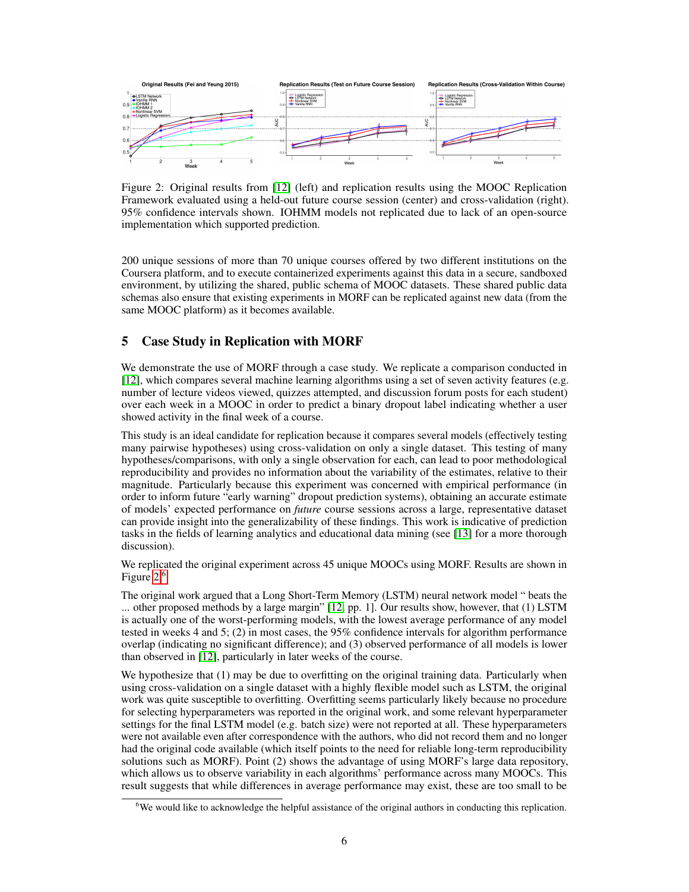Figure 2: Original results from [12] (left) and replication results using the MOOC Replication Framework evaluated using a held-out future course session (center) and cross-validation (right). 95% confidence intervals shown. IOHMM models not replicated due to lack of an open-source implementation which supported prediction.

200 unique sessions of more than 70 unique courses offered by two different institutions on the Coursera platform, and to execute containerized experiments against this data in a secure, sandboxed environment, by utilizing the shared, public schema of MOOC datasets. These shared public data schemas also ensure that existing experiments in MORF can be replicated against new data (from the same MOOC platform) as it becomes available.

## 5 Case Study in Replication with MORF

We demonstrate the use of MORF through a case study. We replicate a comparison conducted in [12], which compares several machine learning algorithms using a set of seven activity features (e.g. number of lecture videos viewed, quizzes attempted, and discussion forum posts for each student) over each week in a MOOC in order to predict a binary dropout label indicating whether a user showed activity in the final week of a course.

This study is an ideal candidate for replication because it compares several models (effectively testing many pairwise hypotheses) using cross-validation on only a single dataset. This testing of many hypotheses/comparisons, with only a single observation for each, can lead to poor methodological reproducibility and provides no information about the variability of the estimates, relative to their magnitude. Particularly because this experiment was concerned with empirical performance (in order to inform future "early warning" dropout prediction systems), obtaining an accurate estimate of models' expected performance on *future* course sessions across a large, representative dataset can provide insight into the generalizability of these findings. This work is indicative of prediction tasks in the fields of learning analytics and educational data mining (see [13] for a more thorough discussion).

We replicated the original experiment across 45 unique MOOCs using MORF. Results are shown in Figure 2.[6]

The original work argued that a Long Short-Term Memory (LSTM) neural network model " beats the ... other proposed methods by a large margin" [12, pp. 1]. Our results show, however, that (1) LSTM is actually one of the worst-performing models, with the lowest average performance of any model tested in weeks 4 and 5; (2) in most cases, the 95% confidence intervals for algorithm performance overlap (indicating no significant difference); and (3) observed performance of all models is lower than observed in [12], particularly in later weeks of the course.

We hypothesize that (1) may be due to overfitting on the original training data. Particularly when using cross-validation on a single dataset with a highly flexible model such as LSTM, the original work was quite susceptible to overfitting. Overfitting seems particularly likely because no procedure for selecting hyperparameters was reported in the original work, and some relevant hyperparameter settings for the final LSTM model (e.g. batch size) were not reported at all. These hyperparameters were not available even after correspondence with the authors, who did not record them and no longer had the original code available (which itself points to the need for reliable long-term reproducibility solutions such as MORF). Point (2) shows the advantage of using MORF's large data repository, which allows us to observe variability in each algorithms' performance across many MOOCs. This result suggests that while differences in average performance may exist, these are too small to be

[6] We would like to acknowledge the helpful assistance of the original authors in conducting this replication.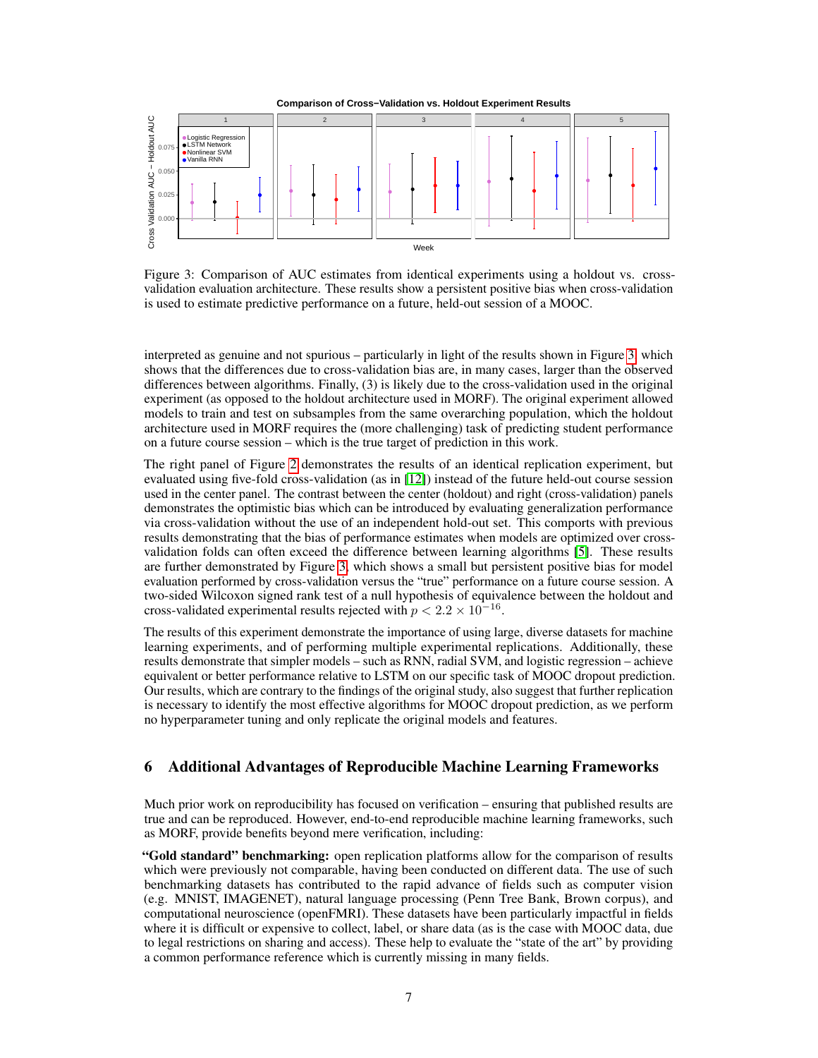Figure 3: Comparison of AUC estimates from identical experiments using a holdout vs. cross-validation evaluation architecture. These results show a persistent positive bias when cross-validation is used to estimate predictive performance on a future, held-out session of a MOOC.

interpreted as genuine and not spurious – particularly in light of the results shown in Figure 3, which shows that the differences due to cross-validation bias are, in many cases, larger than the observed differences between algorithms. Finally, (3) is likely due to the cross-validation used in the original experiment (as opposed to the holdout architecture used in MORF). The original experiment allowed models to train and test on subsamples from the same overarching population, which the holdout architecture used in MORF requires the (more challenging) task of predicting student performance on a future course session – which is the true target of prediction in this work.

The right panel of Figure 2 demonstrates the results of an identical replication experiment, but evaluated using five-fold cross-validation (as in [12]) instead of the future held-out course session used in the center panel. The contrast between the center (holdout) and right (cross-validation) panels demonstrates the optimistic bias which can be introduced by evaluating generalization performance via cross-validation without the use of an independent hold-out set. This comports with previous results demonstrating that the bias of performance estimates when models are optimized over cross-validation folds can often exceed the difference between learning algorithms [5]. These results are further demonstrated by Figure 3, which shows a small but persistent positive bias for model evaluation performed by cross-validation versus the "true" performance on a future course session. A two-sided Wilcoxon signed rank test of a null hypothesis of equivalence between the holdout and cross-validated experimental results rejected with $p < 2.2 \times 10^{-16}$.

The results of this experiment demonstrate the importance of using large, diverse datasets for machine learning experiments, and of performing multiple experimental replications. Additionally, these results demonstrate that simpler models – such as RNN, radial SVM, and logistic regression – achieve equivalent or better performance relative to LSTM on our specific task of MOOC dropout prediction. Our results, which are contrary to the findings of the original study, also suggest that further replication is necessary to identify the most effective algorithms for MOOC dropout prediction, as we perform no hyperparameter tuning and only replicate the original models and features.

## 6 Additional Advantages of Reproducible Machine Learning Frameworks

Much prior work on reproducibility has focused on verification – ensuring that published results are true and can be reproduced. However, end-to-end reproducible machine learning frameworks, such as MORF, provide benefits beyond mere verification, including:

**"Gold standard" benchmarking:** open replication platforms allow for the comparison of results which were previously not comparable, having been conducted on different data. The use of such benchmarking datasets has contributed to the rapid advance of fields such as computer vision (e.g. MNIST, IMAGENET), natural language processing (Penn Tree Bank, Brown corpus), and computational neuroscience (openFMRI). These datasets have been particularly impactful in fields where it is difficult or expensive to collect, label, or share data (as is the case with MOOC data, due to legal restrictions on sharing and access). These help to evaluate the "state of the art" by providing a common performance reference which is currently missing in many fields.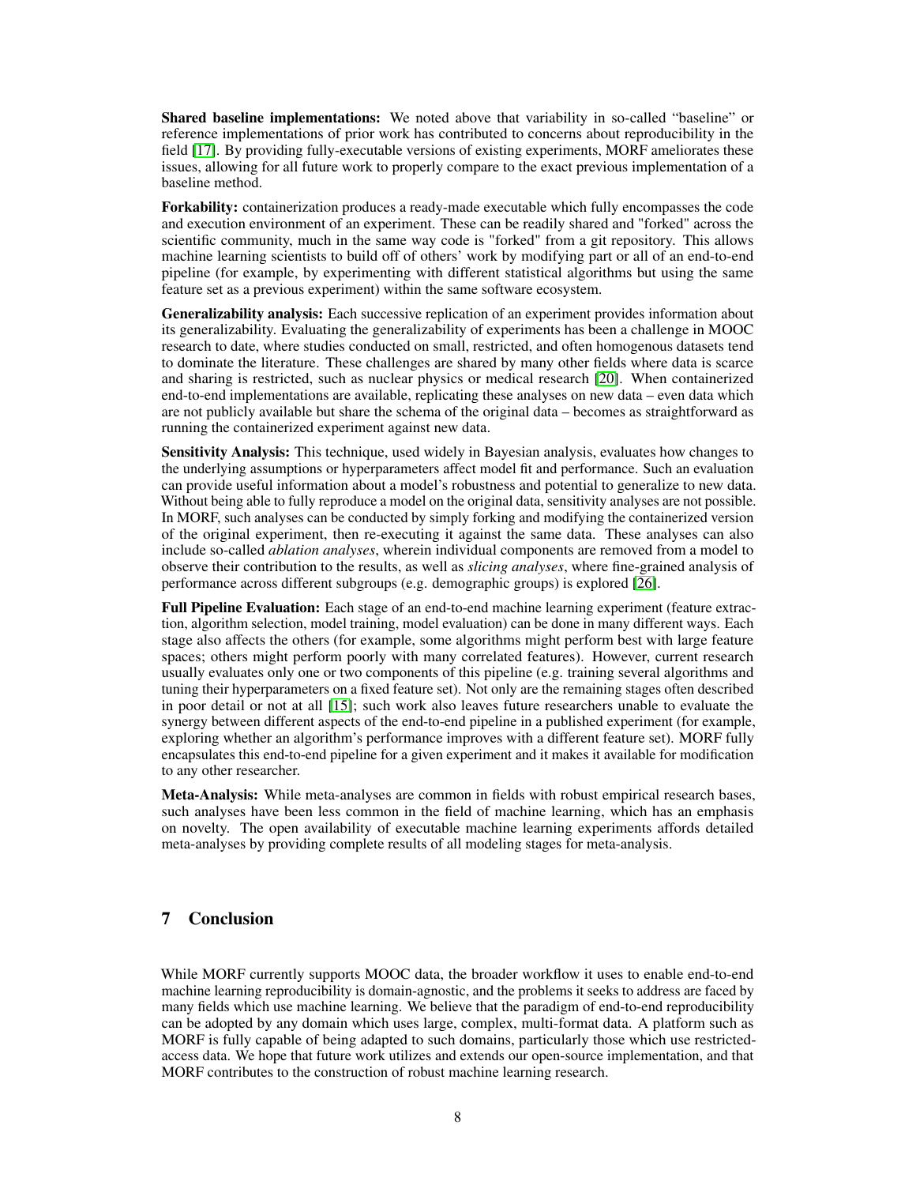**Shared baseline implementations:** We noted above that variability in so-called "baseline" or reference implementations of prior work has contributed to concerns about reproducibility in the field [17]. By providing fully-executable versions of existing experiments, MORF ameliorates these issues, allowing for all future work to properly compare to the exact previous implementation of a baseline method.

**Forkability:** containerization produces a ready-made executable which fully encompasses the code and execution environment of an experiment. These can be readily shared and "forked" across the scientific community, much in the same way code is "forked" from a git repository. This allows machine learning scientists to build off of others' work by modifying part or all of an end-to-end pipeline (for example, by experimenting with different statistical algorithms but using the same feature set as a previous experiment) within the same software ecosystem.

**Generalizability analysis:** Each successive replication of an experiment provides information about its generalizability. Evaluating the generalizability of experiments has been a challenge in MOOC research to date, where studies conducted on small, restricted, and often homogenous datasets tend to dominate the literature. These challenges are shared by many other fields where data is scarce and sharing is restricted, such as nuclear physics or medical research [20]. When containerized end-to-end implementations are available, replicating these analyses on new data – even data which are not publicly available but share the schema of the original data – becomes as straightforward as running the containerized experiment against new data.

**Sensitivity Analysis:** This technique, used widely in Bayesian analysis, evaluates how changes to the underlying assumptions or hyperparameters affect model fit and performance. Such an evaluation can provide useful information about a model's robustness and potential to generalize to new data. Without being able to fully reproduce a model on the original data, sensitivity analyses are not possible. In MORF, such analyses can be conducted by simply forking and modifying the containerized version of the original experiment, then re-executing it against the same data. These analyses can also include so-called *ablation analyses*, wherein individual components are removed from a model to observe their contribution to the results, as well as *slicing analyses*, where fine-grained analysis of performance across different subgroups (e.g. demographic groups) is explored [26].

**Full Pipeline Evaluation:** Each stage of an end-to-end machine learning experiment (feature extraction, algorithm selection, model training, model evaluation) can be done in many different ways. Each stage also affects the others (for example, some algorithms might perform best with large feature spaces; others might perform poorly with many correlated features). However, current research usually evaluates only one or two components of this pipeline (e.g. training several algorithms and tuning their hyperparameters on a fixed feature set). Not only are the remaining stages often described in poor detail or not at all [15]; such work also leaves future researchers unable to evaluate the synergy between different aspects of the end-to-end pipeline in a published experiment (for example, exploring whether an algorithm's performance improves with a different feature set). MORF fully encapsulates this end-to-end pipeline for a given experiment and it makes it available for modification to any other researcher.

**Meta-Analysis:** While meta-analyses are common in fields with robust empirical research bases, such analyses have been less common in the field of machine learning, which has an emphasis on novelty. The open availability of executable machine learning experiments affords detailed meta-analyses by providing complete results of all modeling stages for meta-analysis.

# 7 Conclusion

While MORF currently supports MOOC data, the broader workflow it uses to enable end-to-end machine learning reproducibility is domain-agnostic, and the problems it seeks to address are faced by many fields which use machine learning. We believe that the paradigm of end-to-end reproducibility can be adopted by any domain which uses large, complex, multi-format data. A platform such as MORF is fully capable of being adapted to such domains, particularly those which use restricted-access data. We hope that future work utilizes and extends our open-source implementation, and that MORF contributes to the construction of robust machine learning research.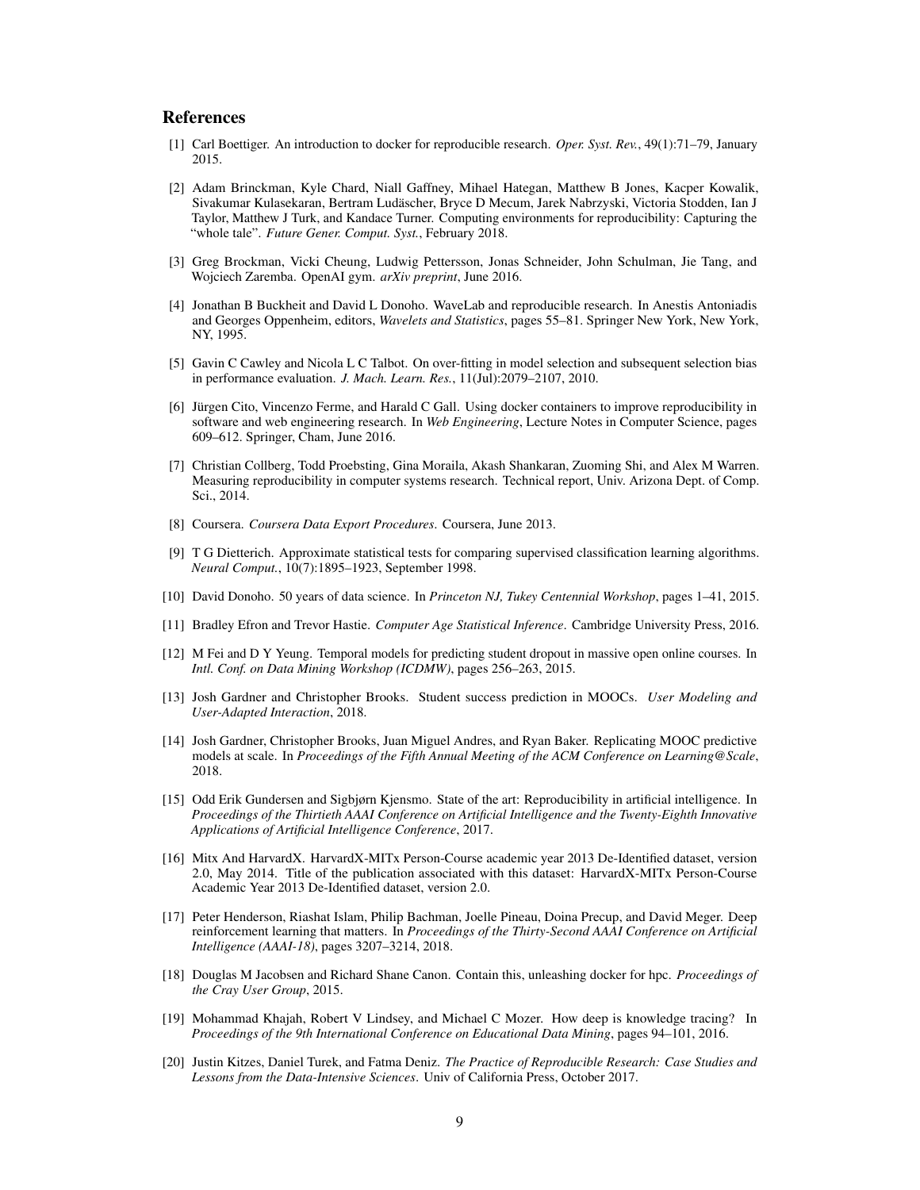## References

[1] Carl Boettiger. An introduction to docker for reproducible research. *Oper. Syst. Rev.*, 49(1):71–79, January 2015.

[2] Adam Brinckman, Kyle Chard, Niall Gaffney, Mihael Hategan, Matthew B Jones, Kacper Kowalik, Sivakumar Kulasekaran, Bertram Ludäscher, Bryce D Mecum, Jarek Nabrzyski, Victoria Stodden, Ian J Taylor, Matthew J Turk, and Kandace Turner. Computing environments for reproducibility: Capturing the "whole tale". *Future Gener. Comput. Syst.*, February 2018.

[3] Greg Brockman, Vicki Cheung, Ludwig Pettersson, Jonas Schneider, John Schulman, Jie Tang, and Wojciech Zaremba. OpenAI gym. *arXiv preprint*, June 2016.

[4] Jonathan B Buckheit and David L Donoho. WaveLab and reproducible research. In Anestis Antoniadis and Georges Oppenheim, editors, *Wavelets and Statistics*, pages 55–81. Springer New York, New York, NY, 1995.

[5] Gavin C Cawley and Nicola L C Talbot. On over-fitting in model selection and subsequent selection bias in performance evaluation. *J. Mach. Learn. Res.*, 11(Jul):2079–2107, 2010.

[6] Jürgen Cito, Vincenzo Ferme, and Harald C Gall. Using docker containers to improve reproducibility in software and web engineering research. In *Web Engineering*, Lecture Notes in Computer Science, pages 609–612. Springer, Cham, June 2016.

[7] Christian Collberg, Todd Proebsting, Gina Moraila, Akash Shankaran, Zuoming Shi, and Alex M Warren. Measuring reproducibility in computer systems research. Technical report, Univ. Arizona Dept. of Comp. Sci., 2014.

[8] Coursera. *Coursera Data Export Procedures*. Coursera, June 2013.

[9] T G Dietterich. Approximate statistical tests for comparing supervised classification learning algorithms. *Neural Comput.*, 10(7):1895–1923, September 1998.

[10] David Donoho. 50 years of data science. In *Princeton NJ, Tukey Centennial Workshop*, pages 1–41, 2015.

[11] Bradley Efron and Trevor Hastie. *Computer Age Statistical Inference*. Cambridge University Press, 2016.

[12] M Fei and D Y Yeung. Temporal models for predicting student dropout in massive open online courses. In *Intl. Conf. on Data Mining Workshop (ICDMW)*, pages 256–263, 2015.

[13] Josh Gardner and Christopher Brooks. Student success prediction in MOOCs. *User Modeling and User-Adapted Interaction*, 2018.

[14] Josh Gardner, Christopher Brooks, Juan Miguel Andres, and Ryan Baker. Replicating MOOC predictive models at scale. In *Proceedings of the Fifth Annual Meeting of the ACM Conference on Learning@Scale*, 2018.

[15] Odd Erik Gundersen and Sigbjørn Kjensmo. State of the art: Reproducibility in artificial intelligence. In *Proceedings of the Thirtieth AAAI Conference on Artificial Intelligence and the Twenty-Eighth Innovative Applications of Artificial Intelligence Conference*, 2017.

[16] Mitx And HarvardX. HarvardX-MITx Person-Course academic year 2013 De-Identified dataset, version 2.0, May 2014. Title of the publication associated with this dataset: HarvardX-MITx Person-Course Academic Year 2013 De-Identified dataset, version 2.0.

[17] Peter Henderson, Riashat Islam, Philip Bachman, Joelle Pineau, Doina Precup, and David Meger. Deep reinforcement learning that matters. In *Proceedings of the Thirty-Second AAAI Conference on Artificial Intelligence (AAAI-18)*, pages 3207–3214, 2018.

[18] Douglas M Jacobsen and Richard Shane Canon. Contain this, unleashing docker for hpc. *Proceedings of the Cray User Group*, 2015.

[19] Mohammad Khajah, Robert V Lindsey, and Michael C Mozer. How deep is knowledge tracing? In *Proceedings of the 9th International Conference on Educational Data Mining*, pages 94–101, 2016.

[20] Justin Kitzes, Daniel Turek, and Fatma Deniz. *The Practice of Reproducible Research: Case Studies and Lessons from the Data-Intensive Sciences*. Univ of California Press, October 2017.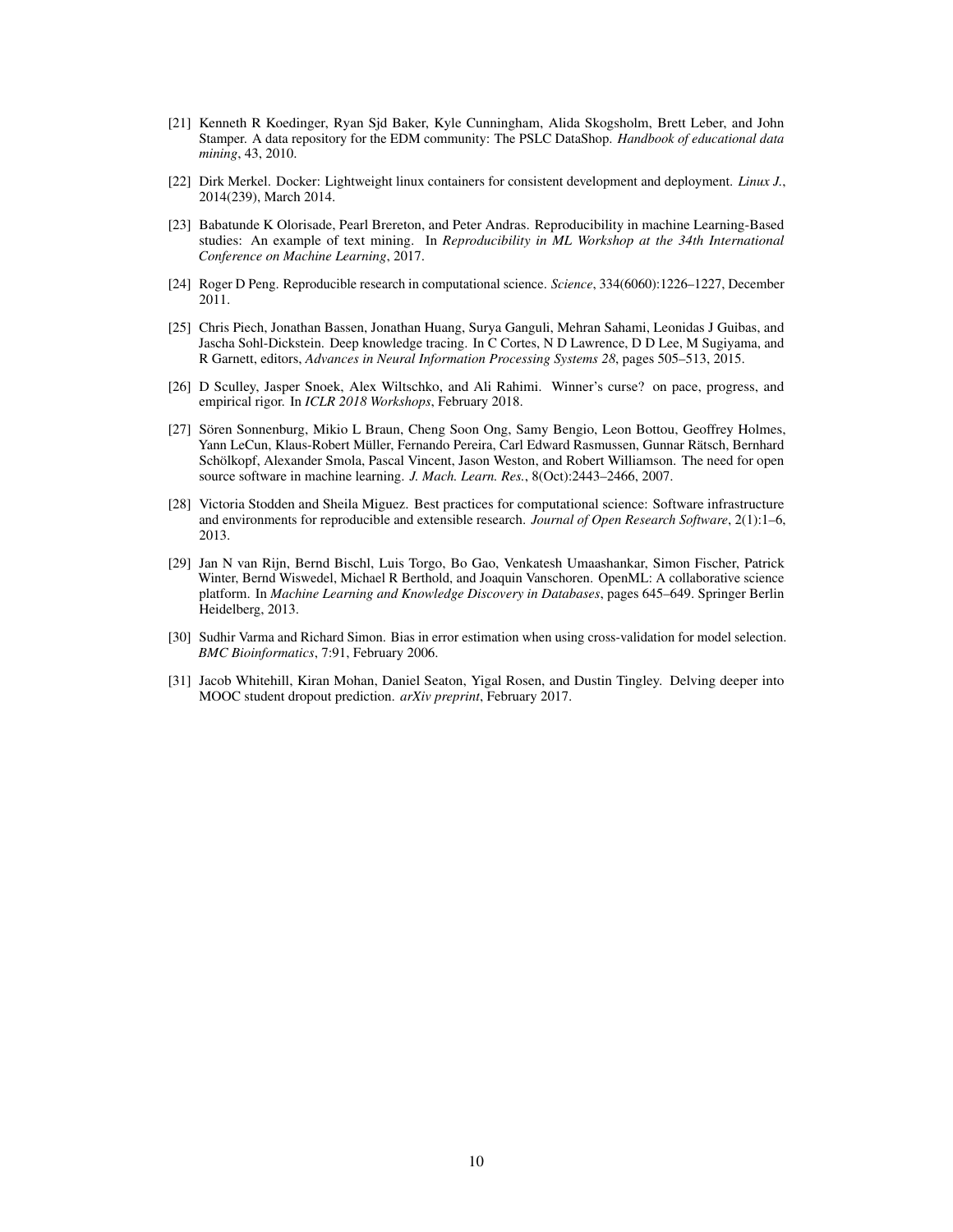[21] Kenneth R Koedinger, Ryan Sjd Baker, Kyle Cunningham, Alida Skogsholm, Brett Leber, and John Stamper. A data repository for the EDM community: The PSLC DataShop. *Handbook of educational data mining*, 43, 2010.

[22] Dirk Merkel. Docker: Lightweight linux containers for consistent development and deployment. *Linux J.*, 2014(239), March 2014.

[23] Babatunde K Olorisade, Pearl Brereton, and Peter Andras. Reproducibility in machine Learning-Based studies: An example of text mining. In *Reproducibility in ML Workshop at the 34th International Conference on Machine Learning*, 2017.

[24] Roger D Peng. Reproducible research in computational science. *Science*, 334(6060):1226–1227, December 2011.

[25] Chris Piech, Jonathan Bassen, Jonathan Huang, Surya Ganguli, Mehran Sahami, Leonidas J Guibas, and Jascha Sohl-Dickstein. Deep knowledge tracing. In C Cortes, N D Lawrence, D D Lee, M Sugiyama, and R Garnett, editors, *Advances in Neural Information Processing Systems 28*, pages 505–513, 2015.

[26] D Sculley, Jasper Snoek, Alex Wiltschko, and Ali Rahimi. Winner's curse? on pace, progress, and empirical rigor. In *ICLR 2018 Workshops*, February 2018.

[27] Sören Sonnenburg, Mikio L Braun, Cheng Soon Ong, Samy Bengio, Leon Bottou, Geoffrey Holmes, Yann LeCun, Klaus-Robert Müller, Fernando Pereira, Carl Edward Rasmussen, Gunnar Rätsch, Bernhard Schölkopf, Alexander Smola, Pascal Vincent, Jason Weston, and Robert Williamson. The need for open source software in machine learning. *J. Mach. Learn. Res.*, 8(Oct):2443–2466, 2007.

[28] Victoria Stodden and Sheila Miguez. Best practices for computational science: Software infrastructure and environments for reproducible and extensible research. *Journal of Open Research Software*, 2(1):1–6, 2013.

[29] Jan N van Rijn, Bernd Bischl, Luis Torgo, Bo Gao, Venkatesh Umaashankar, Simon Fischer, Patrick Winter, Bernd Wiswedel, Michael R Berthold, and Joaquin Vanschoren. OpenML: A collaborative science platform. In *Machine Learning and Knowledge Discovery in Databases*, pages 645–649. Springer Berlin Heidelberg, 2013.

[30] Sudhir Varma and Richard Simon. Bias in error estimation when using cross-validation for model selection. *BMC Bioinformatics*, 7:91, February 2006.

[31] Jacob Whitehill, Kiran Mohan, Daniel Seaton, Yigal Rosen, and Dustin Tingley. Delving deeper into MOOC student dropout prediction. *arXiv preprint*, February 2017.